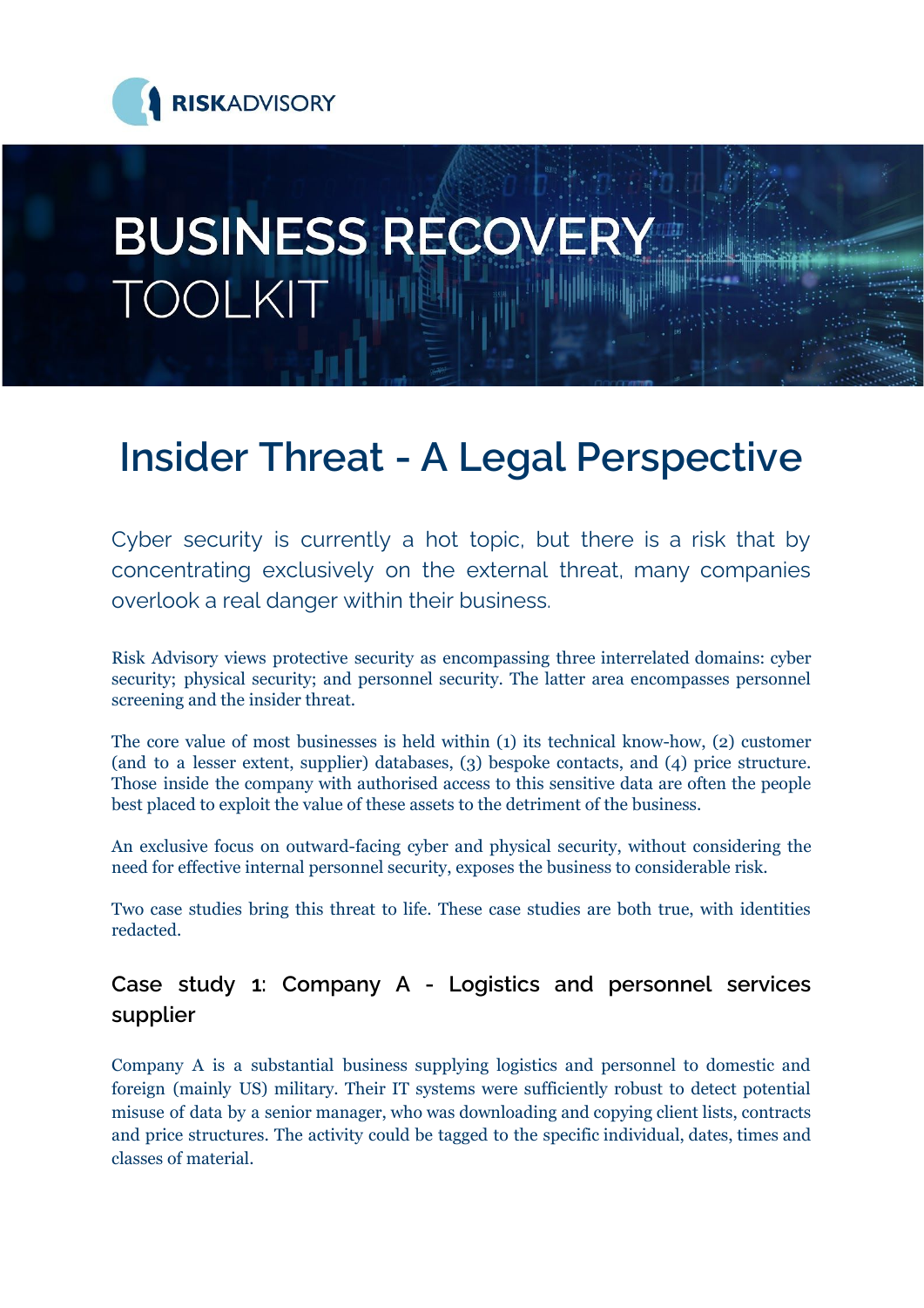RISKADVISORY

# BUSINESS RECOVERY TOOLKIT

## Insider Threat - A Legal Perspective

Cyber security is currently a hot topic, but there is a risk that by concentrating exclusively on the external threat, many companies overlook a real danger within their business.

Risk Advisory views protective security as encompassing three interrelated domains: cyber security; physical security; and personnel security. The latter area encompasses personnel screening and the insider threat.

The core value of most businesses is held within (1) its technical know-how, (2) customer (and to a lesser extent, supplier) databases, (3) bespoke contacts, and (4) price structure. Those inside the company with authorised access to this sensitive data are often the people best placed to exploit the value of these assets to the detriment of the business.

An exclusive focus on outward-facing cyber and physical security, without considering the need for effective internal personnel security, exposes the business to considerable risk.

Two case studies bring this threat to life. These case studies are both true, with identities redacted.

### Case study 1: Company A - Logistics and personnel services supplier

Company A is a substantial business supplying logistics and personnel to domestic and foreign (mainly US) military. Their IT systems were sufficiently robust to detect potential misuse of data by a senior manager, who was downloading and copying client lists, contracts and price structures. The activity could be tagged to the specific individual, dates, times and classes of material.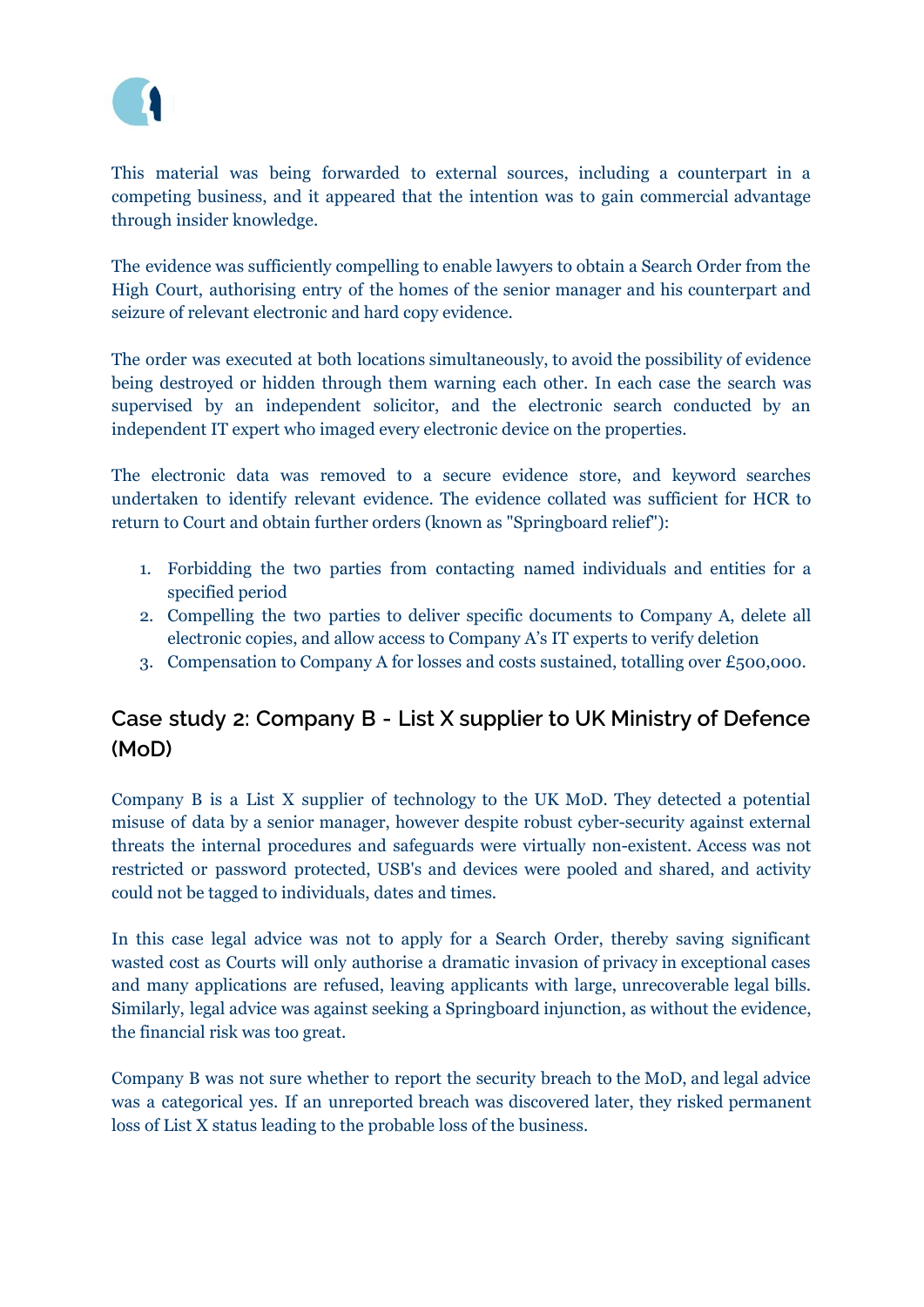This material was being forwarded to external sources, including a counterpart in a competing business, and it appeared that the intention was to gain commercial advantage through insider knowledge.

The evidence was sufficiently compelling to enable lawyers to obtain a Search Order from the High Court, authorising entry of the homes of the senior manager and his counterpart and seizure of relevant electronic and hard copy evidence.

The order was executed at both locations simultaneously, to avoid the possibility of evidence being destroyed or hidden through them warning each other. In each case the search was supervised by an independent solicitor, and the electronic search conducted by an independent IT expert who imaged every electronic device on the properties.

The electronic data was removed to a secure evidence store, and keyword searches undertaken to identify relevant evidence. The evidence collated was sufficient for HCR to return to Court and obtain further orders (known as "Springboard relief"):

1. Forbidding the two parties from contacting named individuals and entities for a specified period
2. Compelling the two parties to deliver specific documents to Company A, delete all electronic copies, and allow access to Company A's IT experts to verify deletion
3. Compensation to Company A for losses and costs sustained, totalling over £500,000.

## Case study 2: Company B - List X supplier to UK Ministry of Defence (MoD)

Company B is a List X supplier of technology to the UK MoD. They detected a potential misuse of data by a senior manager, however despite robust cyber-security against external threats the internal procedures and safeguards were virtually non-existent. Access was not restricted or password protected, USB's and devices were pooled and shared, and activity could not be tagged to individuals, dates and times.

In this case legal advice was not to apply for a Search Order, thereby saving significant wasted cost as Courts will only authorise a dramatic invasion of privacy in exceptional cases and many applications are refused, leaving applicants with large, unrecoverable legal bills. Similarly, legal advice was against seeking a Springboard injunction, as without the evidence, the financial risk was too great.

Company B was not sure whether to report the security breach to the MoD, and legal advice was a categorical yes. If an unreported breach was discovered later, they risked permanent loss of List X status leading to the probable loss of the business.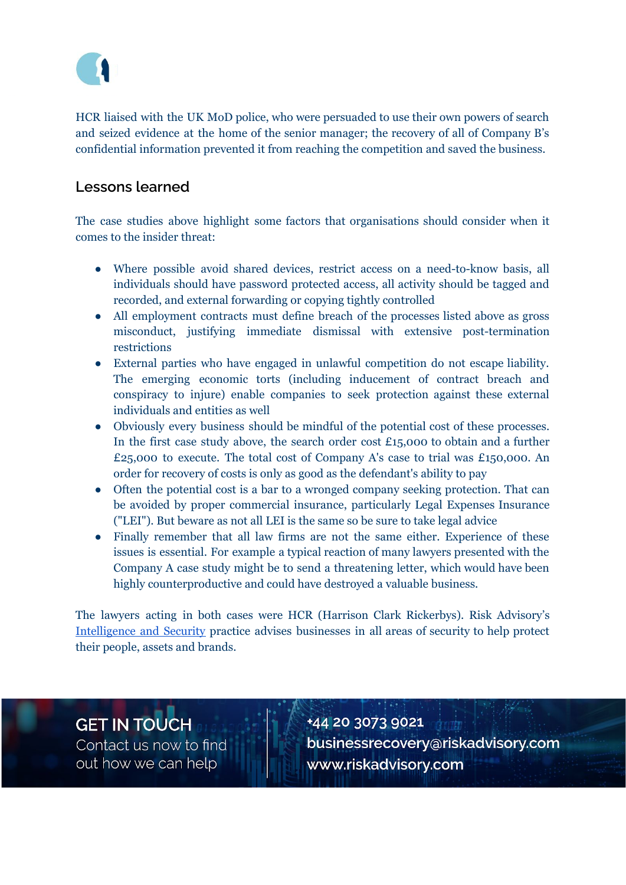HCR liaised with the UK MoD police, who were persuaded to use their own powers of search and seized evidence at the home of the senior manager; the recovery of all of Company B's confidential information prevented it from reaching the competition and saved the business.

## Lessons learned

The case studies above highlight some factors that organisations should consider when it comes to the insider threat:

- Where possible avoid shared devices, restrict access on a need-to-know basis, all individuals should have password protected access, all activity should be tagged and recorded, and external forwarding or copying tightly controlled
- All employment contracts must define breach of the processes listed above as gross misconduct, justifying immediate dismissal with extensive post-termination restrictions
- External parties who have engaged in unlawful competition do not escape liability. The emerging economic torts (including inducement of contract breach and conspiracy to injure) enable companies to seek protection against these external individuals and entities as well
- Obviously every business should be mindful of the potential cost of these processes. In the first case study above, the search order cost £15,000 to obtain and a further £25,000 to execute. The total cost of Company A's case to trial was £150,000. An order for recovery of costs is only as good as the defendant's ability to pay
- Often the potential cost is a bar to a wronged company seeking protection. That can be avoided by proper commercial insurance, particularly Legal Expenses Insurance ("LEI"). But beware as not all LEI is the same so be sure to take legal advice
- Finally remember that all law firms are not the same either. Experience of these issues is essential. For example a typical reaction of many lawyers presented with the Company A case study might be to send a threatening letter, which would have been highly counterproductive and could have destroyed a valuable business.

The lawyers acting in both cases were HCR (Harrison Clark Rickerbys). Risk Advisory's Intelligence and Security practice advises businesses in all areas of security to help protect their people, assets and brands.

**GET IN TOUCH**
Contact us now to find out how we can help

+44 20 3073 9021
businessrecovery@riskadvisory.com
www.riskadvisory.com